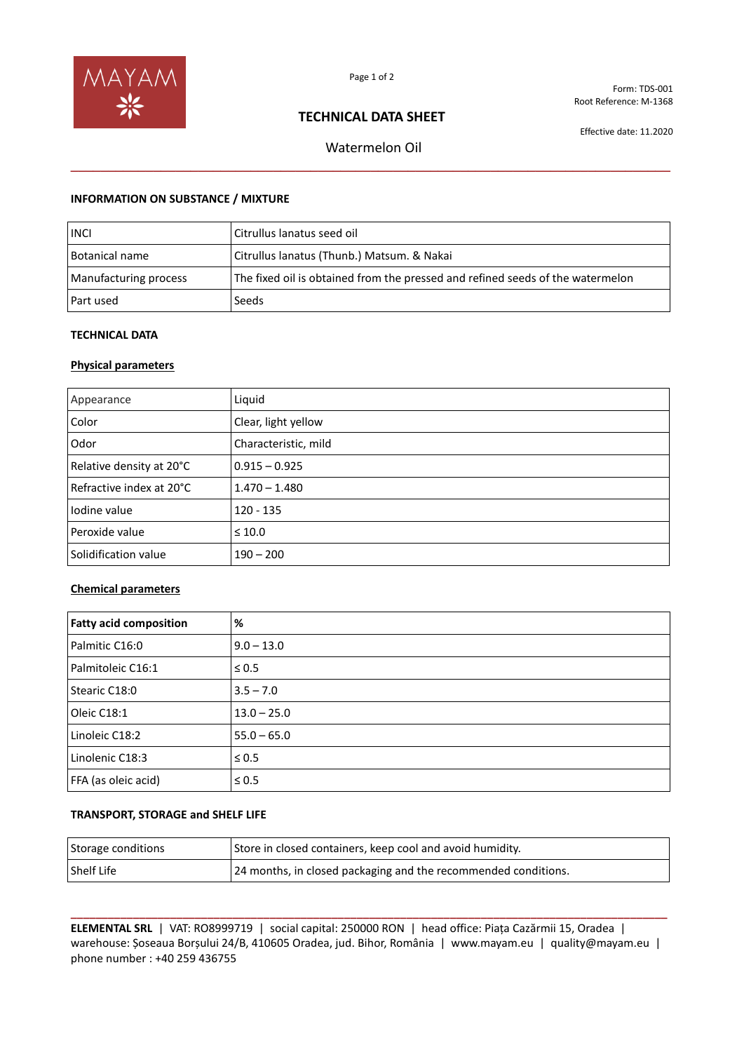MAYAM

Form: TDS-001
Root Reference: M-1368

# TECHNICAL DATA SHEET

Effective date: 11.2020

## Watermelon Oil

### INFORMATION ON SUBSTANCE / MIXTURE

| | |
|---|---|
| INCI | Citrullus lanatus seed oil |
| Botanical name | Citrullus lanatus (Thunb.) Matsum. & Nakai |
| Manufacturing process | The fixed oil is obtained from the pressed and refined seeds of the watermelon |
| Part used | Seeds |

### TECHNICAL DATA

**Physical parameters**

| | |
|---|---|
| Appearance | Liquid |
| Color | Clear, light yellow |
| Odor | Characteristic, mild |
| Relative density at 20°C | 0.915 – 0.925 |
| Refractive index at 20°C | 1.470 – 1.480 |
| Iodine value | 120 - 135 |
| Peroxide value | ≤ 10.0 |
| Solidification value | 190 – 200 |

**Chemical parameters**

| **Fatty acid composition** | **%** |
|---|---|
| Palmitic C16:0 | 9.0 – 13.0 |
| Palmitoleic C16:1 | ≤ 0.5 |
| Stearic C18:0 | 3.5 – 7.0 |
| Oleic C18:1 | 13.0 – 25.0 |
| Linoleic C18:2 | 55.0 – 65.0 |
| Linolenic C18:3 | ≤ 0.5 |
| FFA (as oleic acid) | ≤ 0.5 |

### TRANSPORT, STORAGE and SHELF LIFE

| | |
|---|---|
| Storage conditions | Store in closed containers, keep cool and avoid humidity. |
| Shelf Life | 24 months, in closed packaging and the recommended conditions. |

**ELEMENTAL SRL** | VAT: RO8999719 | social capital: 250000 RON | head office: Piața Cazărmii 15, Oradea | warehouse: Șoseaua Borșului 24/B, 410605 Oradea, jud. Bihor, România | www.mayam.eu | quality@mayam.eu | phone number : +40 259 436755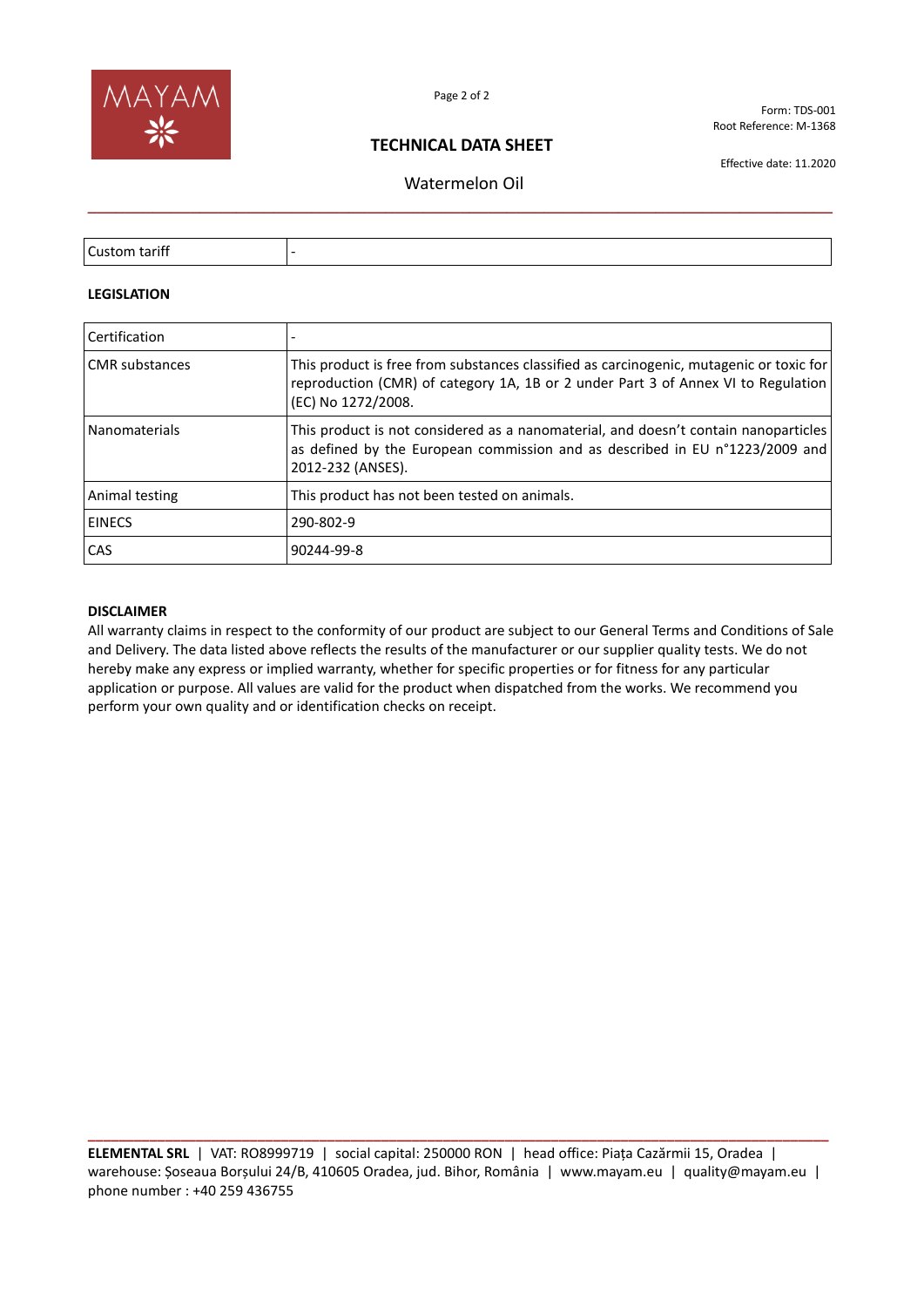| | |
|---|---|
| Custom tariff | - |

**LEGISLATION**

| | |
|---|---|
| Certification | - |
| CMR substances | This product is free from substances classified as carcinogenic, mutagenic or toxic for reproduction (CMR) of category 1A, 1B or 2 under Part 3 of Annex VI to Regulation (EC) No 1272/2008. |
| Nanomaterials | This product is not considered as a nanomaterial, and doesn't contain nanoparticles as defined by the European commission and as described in EU n°1223/2009 and 2012-232 (ANSES). |
| Animal testing | This product has not been tested on animals. |
| EINECS | 290-802-9 |
| CAS | 90244-99-8 |

**DISCLAIMER**

All warranty claims in respect to the conformity of our product are subject to our General Terms and Conditions of Sale and Delivery. The data listed above reflects the results of the manufacturer or our supplier quality tests. We do not hereby make any express or implied warranty, whether for specific properties or for fitness for any particular application or purpose. All values are valid for the product when dispatched from the works. We recommend you perform your own quality and or identification checks on receipt.